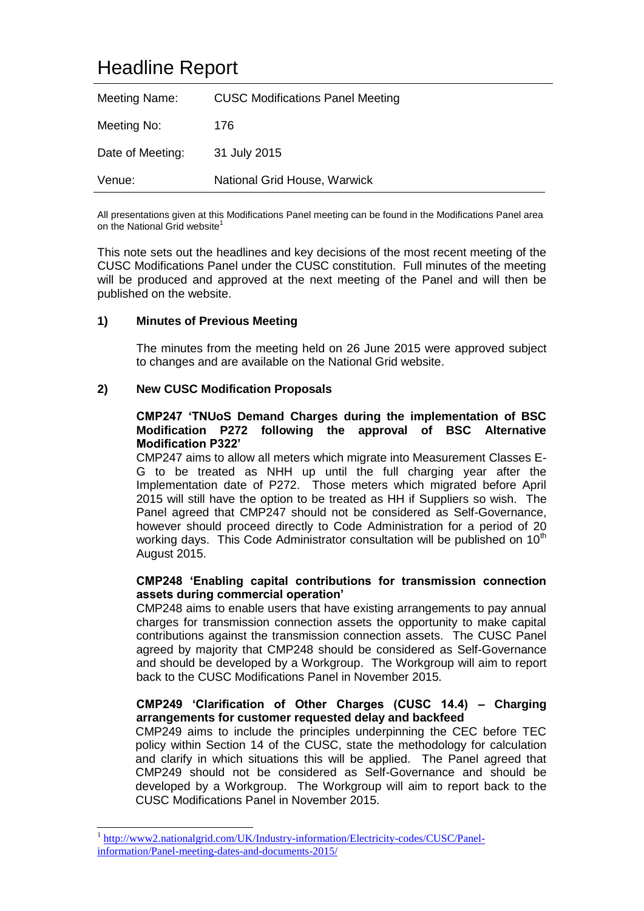# Headline Report

| Meeting Name: | CUSC Modifications Panel Meeting |
|---|---|
| Meeting No: | 176 |
| Date of Meeting: | 31 July 2015 |
| Venue: | National Grid House, Warwick |

All presentations given at this Modifications Panel meeting can be found in the Modifications Panel area on the National Grid website[1]

This note sets out the headlines and key decisions of the most recent meeting of the CUSC Modifications Panel under the CUSC constitution. Full minutes of the meeting will be produced and approved at the next meeting of the Panel and will then be published on the website.

## 1) Minutes of Previous Meeting

The minutes from the meeting held on 26 June 2015 were approved subject to changes and are available on the National Grid website.

## 2) New CUSC Modification Proposals

**CMP247 'TNUoS Demand Charges during the implementation of BSC Modification P272 following the approval of BSC Alternative Modification P322'**

CMP247 aims to allow all meters which migrate into Measurement Classes E-G to be treated as NHH up until the full charging year after the Implementation date of P272. Those meters which migrated before April 2015 will still have the option to be treated as HH if Suppliers so wish. The Panel agreed that CMP247 should not be considered as Self-Governance, however should proceed directly to Code Administration for a period of 20 working days. This Code Administrator consultation will be published on 10th August 2015.

**CMP248 'Enabling capital contributions for transmission connection assets during commercial operation'**

CMP248 aims to enable users that have existing arrangements to pay annual charges for transmission connection assets the opportunity to make capital contributions against the transmission connection assets. The CUSC Panel agreed by majority that CMP248 should be considered as Self-Governance and should be developed by a Workgroup. The Workgroup will aim to report back to the CUSC Modifications Panel in November 2015.

**CMP249 'Clarification of Other Charges (CUSC 14.4) – Charging arrangements for customer requested delay and backfeed**

CMP249 aims to include the principles underpinning the CEC before TEC policy within Section 14 of the CUSC, state the methodology for calculation and clarify in which situations this will be applied. The Panel agreed that CMP249 should not be considered as Self-Governance and should be developed by a Workgroup. The Workgroup will aim to report back to the CUSC Modifications Panel in November 2015.

[1] http://www2.nationalgrid.com/UK/Industry-information/Electricity-codes/CUSC/Panel-information/Panel-meeting-dates-and-documents-2015/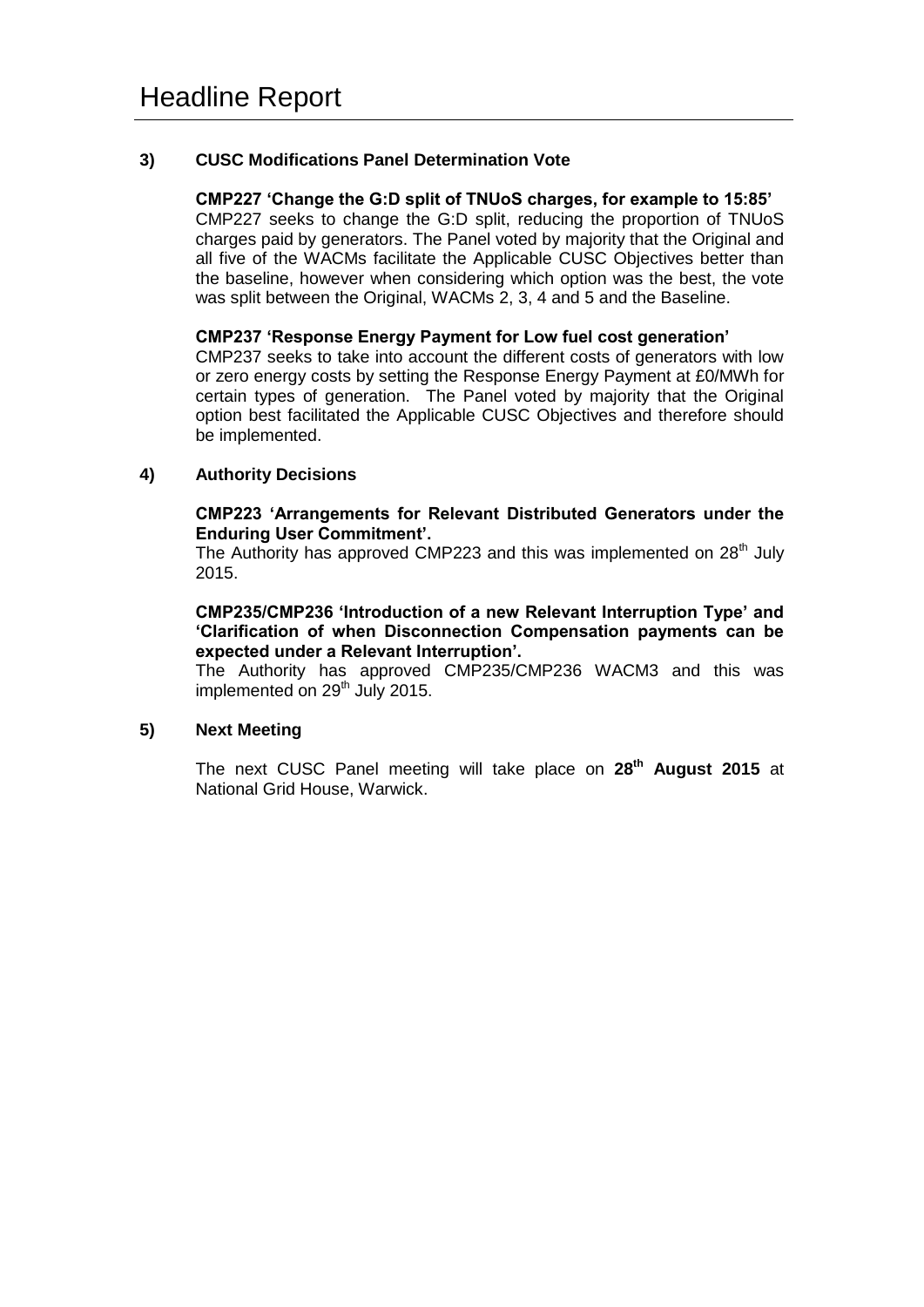# Headline Report

## 3) CUSC Modifications Panel Determination Vote

**CMP227 'Change the G:D split of TNUoS charges, for example to 15:85'**
CMP227 seeks to change the G:D split, reducing the proportion of TNUoS charges paid by generators. The Panel voted by majority that the Original and all five of the WACMs facilitate the Applicable CUSC Objectives better than the baseline, however when considering which option was the best, the vote was split between the Original, WACMs 2, 3, 4 and 5 and the Baseline.

**CMP237 'Response Energy Payment for Low fuel cost generation'**
CMP237 seeks to take into account the different costs of generators with low or zero energy costs by setting the Response Energy Payment at £0/MWh for certain types of generation. The Panel voted by majority that the Original option best facilitated the Applicable CUSC Objectives and therefore should be implemented.

## 4) Authority Decisions

**CMP223 'Arrangements for Relevant Distributed Generators under the Enduring User Commitment'.**
The Authority has approved CMP223 and this was implemented on 28th July 2015.

**CMP235/CMP236 'Introduction of a new Relevant Interruption Type' and 'Clarification of when Disconnection Compensation payments can be expected under a Relevant Interruption'.**
The Authority has approved CMP235/CMP236 WACM3 and this was implemented on 29th July 2015.

## 5) Next Meeting

The next CUSC Panel meeting will take place on **28th August 2015** at National Grid House, Warwick.